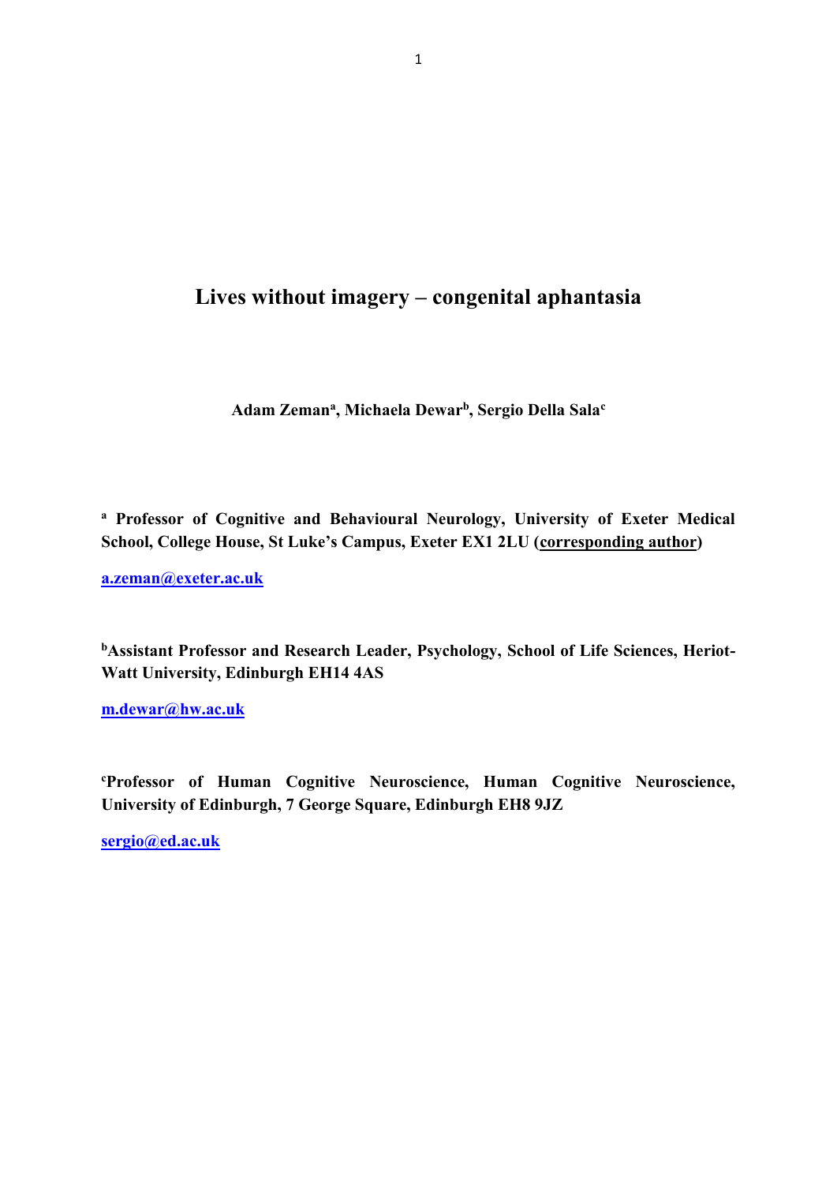# Lives without imagery – congenital aphantasia

**Adam Zeman[a], Michaela Dewar[b], Sergio Della Sala[c]**

**[a] Professor of Cognitive and Behavioural Neurology, University of Exeter Medical School, College House, St Luke's Campus, Exeter EX1 2LU (corresponding author)**

**a.zeman@exeter.ac.uk**

**[b]Assistant Professor and Research Leader, Psychology, School of Life Sciences, Heriot-Watt University, Edinburgh EH14 4AS**

**m.dewar@hw.ac.uk**

**[c]Professor of Human Cognitive Neuroscience, Human Cognitive Neuroscience, University of Edinburgh, 7 George Square, Edinburgh EH8 9JZ**

**sergio@ed.ac.uk**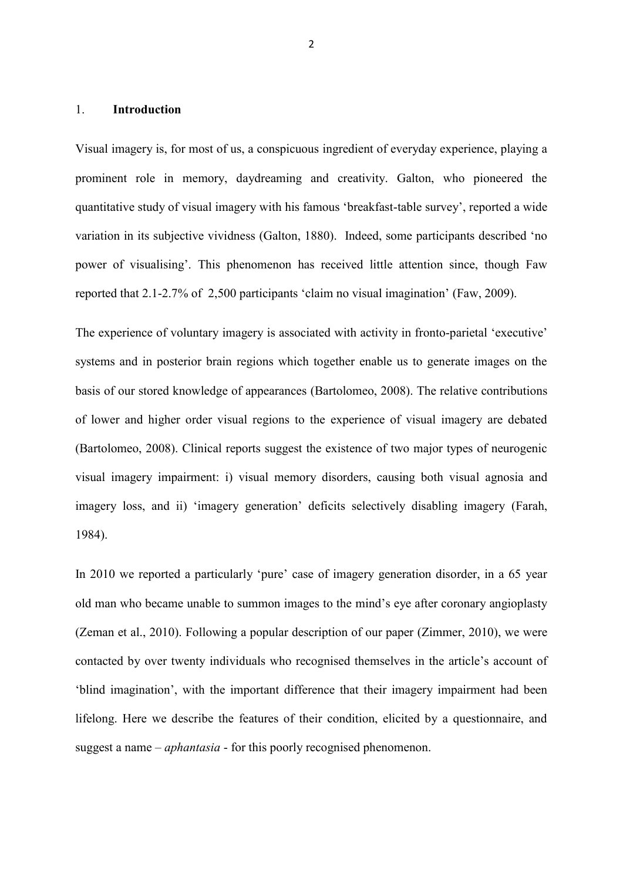## 1. **Introduction**

Visual imagery is, for most of us, a conspicuous ingredient of everyday experience, playing a prominent role in memory, daydreaming and creativity. Galton, who pioneered the quantitative study of visual imagery with his famous 'breakfast-table survey', reported a wide variation in its subjective vividness (Galton, 1880). Indeed, some participants described 'no power of visualising'. This phenomenon has received little attention since, though Faw reported that 2.1-2.7% of 2,500 participants 'claim no visual imagination' (Faw, 2009).

The experience of voluntary imagery is associated with activity in fronto-parietal 'executive' systems and in posterior brain regions which together enable us to generate images on the basis of our stored knowledge of appearances (Bartolomeo, 2008). The relative contributions of lower and higher order visual regions to the experience of visual imagery are debated (Bartolomeo, 2008). Clinical reports suggest the existence of two major types of neurogenic visual imagery impairment: i) visual memory disorders, causing both visual agnosia and imagery loss, and ii) 'imagery generation' deficits selectively disabling imagery (Farah, 1984).

In 2010 we reported a particularly 'pure' case of imagery generation disorder, in a 65 year old man who became unable to summon images to the mind's eye after coronary angioplasty (Zeman et al., 2010). Following a popular description of our paper (Zimmer, 2010), we were contacted by over twenty individuals who recognised themselves in the article's account of 'blind imagination', with the important difference that their imagery impairment had been lifelong. Here we describe the features of their condition, elicited by a questionnaire, and suggest a name – *aphantasia* - for this poorly recognised phenomenon.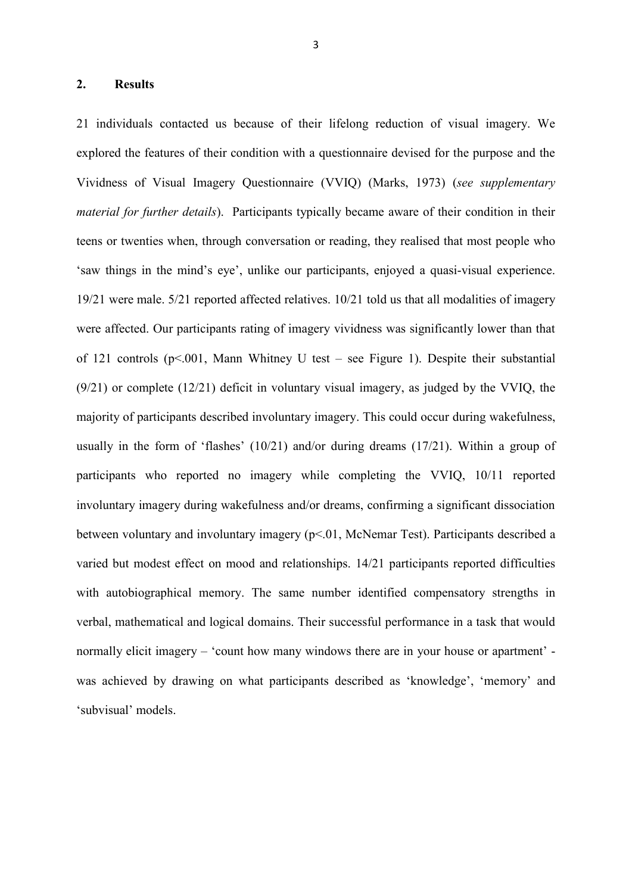## 2. Results

21 individuals contacted us because of their lifelong reduction of visual imagery. We explored the features of their condition with a questionnaire devised for the purpose and the Vividness of Visual Imagery Questionnaire (VVIQ) (Marks, 1973) (*see supplementary material for further details*). Participants typically became aware of their condition in their teens or twenties when, through conversation or reading, they realised that most people who 'saw things in the mind's eye', unlike our participants, enjoyed a quasi-visual experience. 19/21 were male. 5/21 reported affected relatives. 10/21 told us that all modalities of imagery were affected. Our participants rating of imagery vividness was significantly lower than that of 121 controls ($p<.001$, Mann Whitney U test – see Figure 1). Despite their substantial (9/21) or complete (12/21) deficit in voluntary visual imagery, as judged by the VVIQ, the majority of participants described involuntary imagery. This could occur during wakefulness, usually in the form of 'flashes' (10/21) and/or during dreams (17/21). Within a group of participants who reported no imagery while completing the VVIQ, 10/11 reported involuntary imagery during wakefulness and/or dreams, confirming a significant dissociation between voluntary and involuntary imagery ($p<.01$, McNemar Test). Participants described a varied but modest effect on mood and relationships. 14/21 participants reported difficulties with autobiographical memory. The same number identified compensatory strengths in verbal, mathematical and logical domains. Their successful performance in a task that would normally elicit imagery – 'count how many windows there are in your house or apartment' - was achieved by drawing on what participants described as 'knowledge', 'memory' and 'subvisual' models.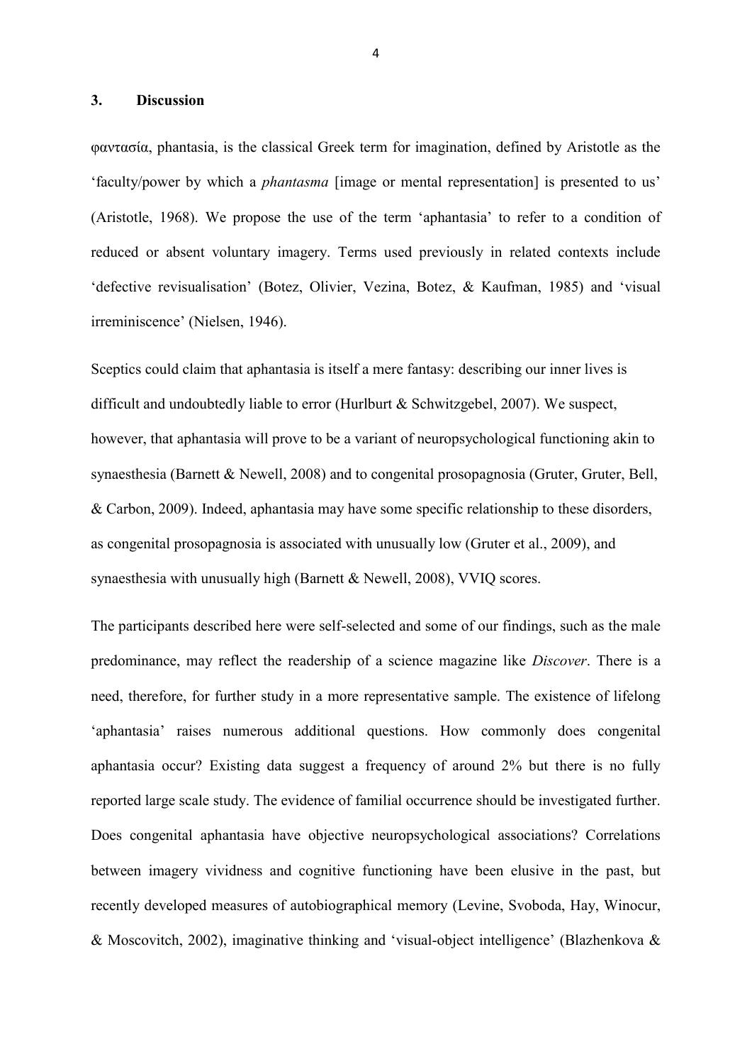## 3. Discussion

φαντασία, phantasia, is the classical Greek term for imagination, defined by Aristotle as the 'faculty/power by which a *phantasma* [image or mental representation] is presented to us' (Aristotle, 1968). We propose the use of the term 'aphantasia' to refer to a condition of reduced or absent voluntary imagery. Terms used previously in related contexts include 'defective revisualisation' (Botez, Olivier, Vezina, Botez, & Kaufman, 1985) and 'visual irreminiscence' (Nielsen, 1946).

Sceptics could claim that aphantasia is itself a mere fantasy: describing our inner lives is difficult and undoubtedly liable to error (Hurlburt & Schwitzgebel, 2007). We suspect, however, that aphantasia will prove to be a variant of neuropsychological functioning akin to synaesthesia (Barnett & Newell, 2008) and to congenital prosopagnosia (Gruter, Gruter, Bell, & Carbon, 2009). Indeed, aphantasia may have some specific relationship to these disorders, as congenital prosopagnosia is associated with unusually low (Gruter et al., 2009), and synaesthesia with unusually high (Barnett & Newell, 2008), VVIQ scores.

The participants described here were self-selected and some of our findings, such as the male predominance, may reflect the readership of a science magazine like *Discover*. There is a need, therefore, for further study in a more representative sample. The existence of lifelong 'aphantasia' raises numerous additional questions. How commonly does congenital aphantasia occur? Existing data suggest a frequency of around 2% but there is no fully reported large scale study. The evidence of familial occurrence should be investigated further. Does congenital aphantasia have objective neuropsychological associations? Correlations between imagery vividness and cognitive functioning have been elusive in the past, but recently developed measures of autobiographical memory (Levine, Svoboda, Hay, Winocur, & Moscovitch, 2002), imaginative thinking and 'visual-object intelligence' (Blazhenkova &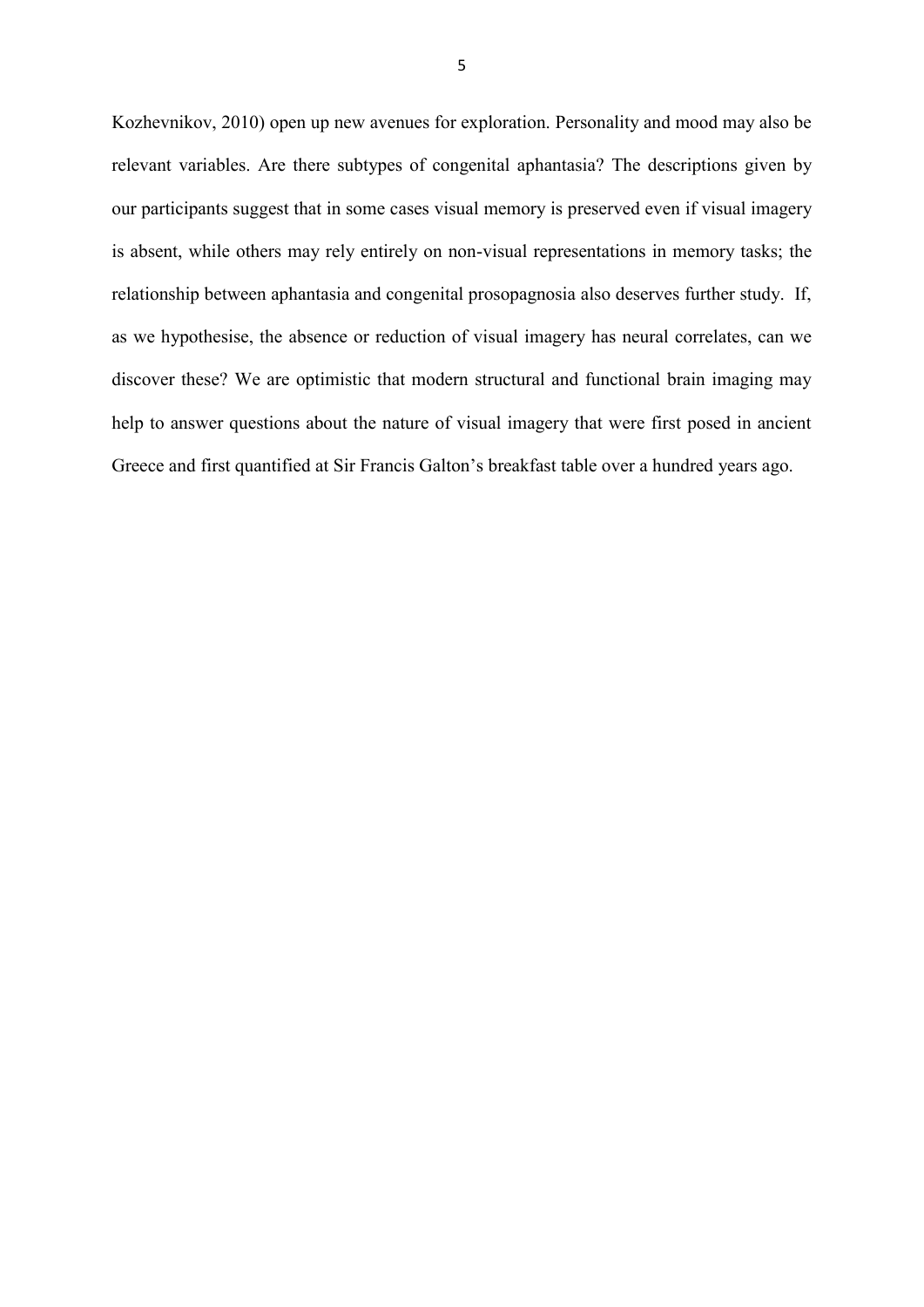Kozhevnikov, 2010) open up new avenues for exploration. Personality and mood may also be relevant variables. Are there subtypes of congenital aphantasia? The descriptions given by our participants suggest that in some cases visual memory is preserved even if visual imagery is absent, while others may rely entirely on non-visual representations in memory tasks; the relationship between aphantasia and congenital prosopagnosia also deserves further study. If, as we hypothesise, the absence or reduction of visual imagery has neural correlates, can we discover these? We are optimistic that modern structural and functional brain imaging may help to answer questions about the nature of visual imagery that were first posed in ancient Greece and first quantified at Sir Francis Galton's breakfast table over a hundred years ago.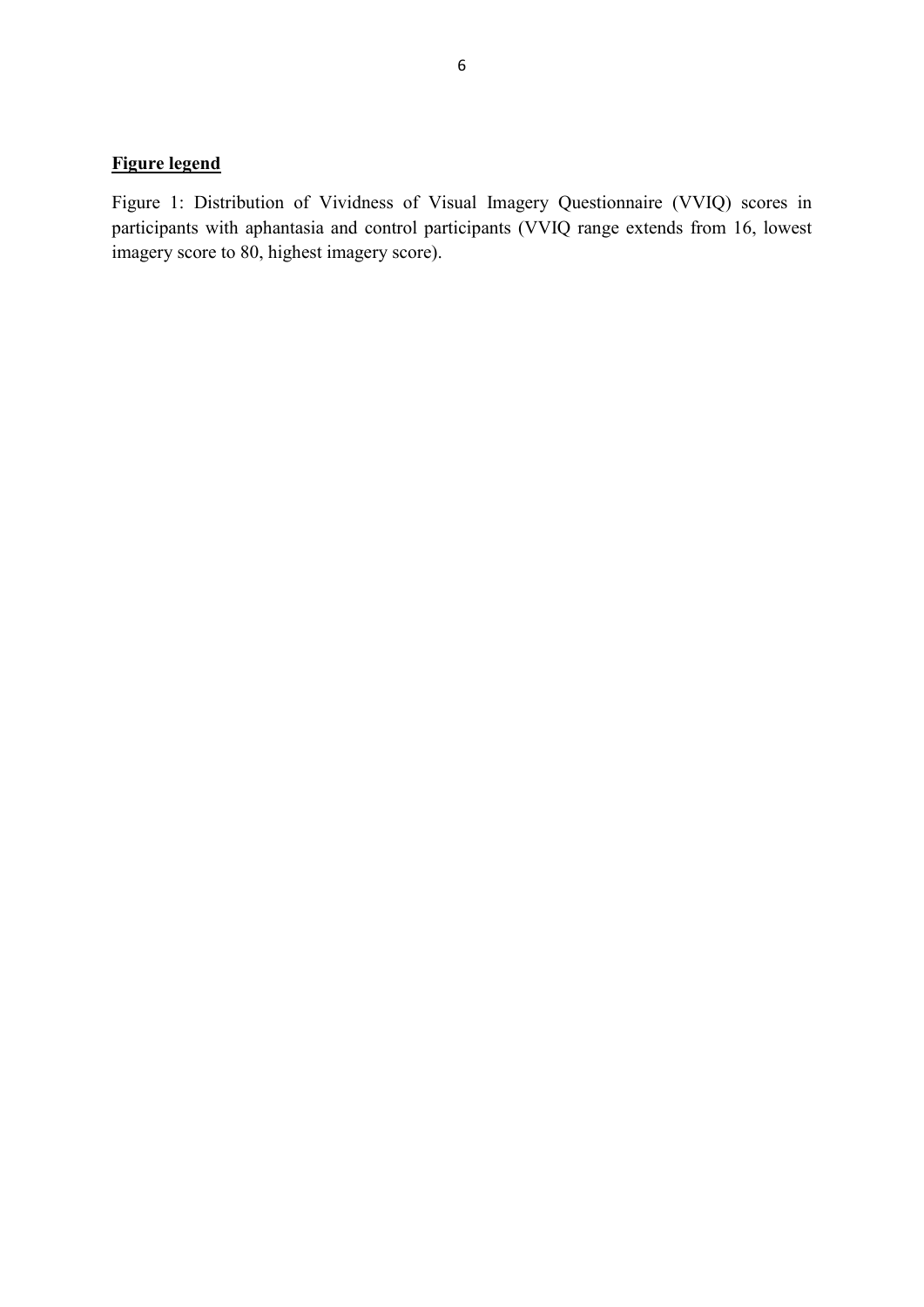**Figure legend**

Figure 1: Distribution of Vividness of Visual Imagery Questionnaire (VVIQ) scores in participants with aphantasia and control participants (VVIQ range extends from 16, lowest imagery score to 80, highest imagery score).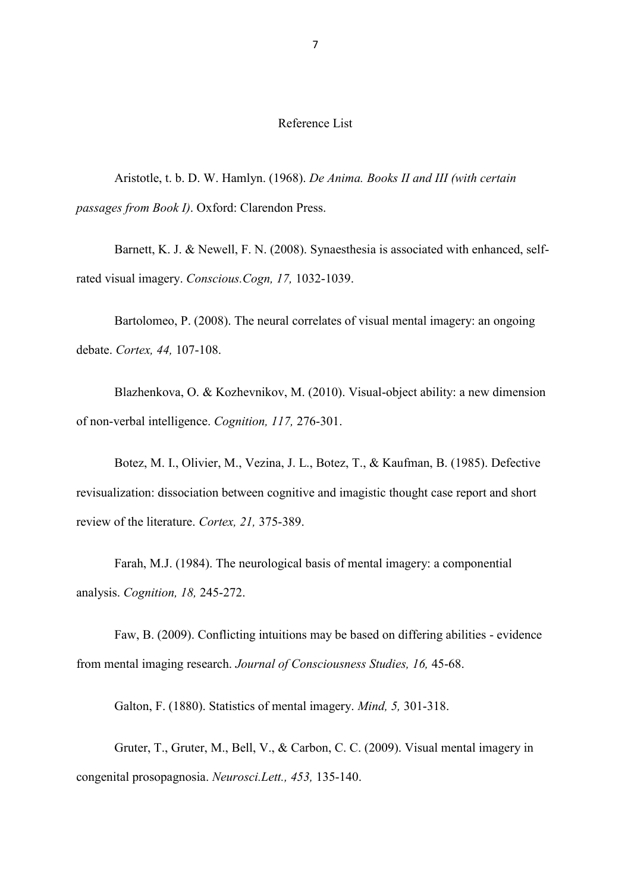# Reference List

Aristotle, t. b. D. W. Hamlyn. (1968). *De Anima. Books II and III (with certain passages from Book I)*. Oxford: Clarendon Press.

Barnett, K. J. & Newell, F. N. (2008). Synaesthesia is associated with enhanced, self-rated visual imagery. *Conscious.Cogn, 17,* 1032-1039.

Bartolomeo, P. (2008). The neural correlates of visual mental imagery: an ongoing debate. *Cortex, 44,* 107-108.

Blazhenkova, O. & Kozhevnikov, M. (2010). Visual-object ability: a new dimension of non-verbal intelligence. *Cognition, 117,* 276-301.

Botez, M. I., Olivier, M., Vezina, J. L., Botez, T., & Kaufman, B. (1985). Defective revisualization: dissociation between cognitive and imagistic thought case report and short review of the literature. *Cortex, 21,* 375-389.

Farah, M.J. (1984). The neurological basis of mental imagery: a componential analysis. *Cognition, 18,* 245-272.

Faw, B. (2009). Conflicting intuitions may be based on differing abilities - evidence from mental imaging research. *Journal of Consciousness Studies, 16,* 45-68.

Galton, F. (1880). Statistics of mental imagery. *Mind, 5,* 301-318.

Gruter, T., Gruter, M., Bell, V., & Carbon, C. C. (2009). Visual mental imagery in congenital prosopagnosia. *Neurosci.Lett., 453,* 135-140.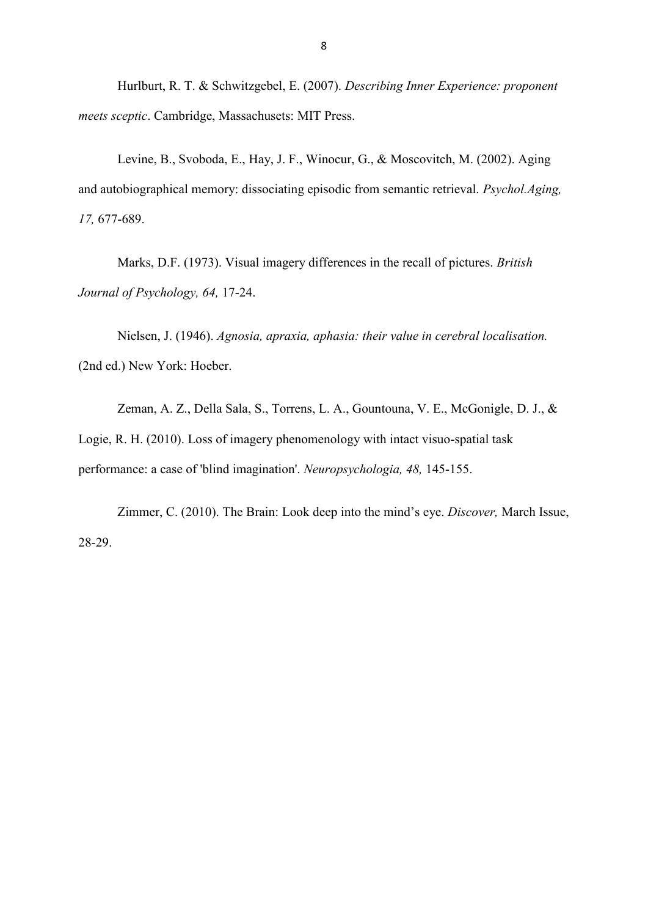Hurlburt, R. T. & Schwitzgebel, E. (2007). *Describing Inner Experience: proponent meets sceptic*. Cambridge, Massachusets: MIT Press.

Levine, B., Svoboda, E., Hay, J. F., Winocur, G., & Moscovitch, M. (2002). Aging and autobiographical memory: dissociating episodic from semantic retrieval. *Psychol.Aging, 17,* 677-689.

Marks, D.F. (1973). Visual imagery differences in the recall of pictures. *British Journal of Psychology, 64,* 17-24.

Nielsen, J. (1946). *Agnosia, apraxia, aphasia: their value in cerebral localisation.* (2nd ed.) New York: Hoeber.

Zeman, A. Z., Della Sala, S., Torrens, L. A., Gountouna, V. E., McGonigle, D. J., & Logie, R. H. (2010). Loss of imagery phenomenology with intact visuo-spatial task performance: a case of 'blind imagination'. *Neuropsychologia, 48,* 145-155.

Zimmer, C. (2010). The Brain: Look deep into the mind's eye. *Discover,* March Issue, 28-29.